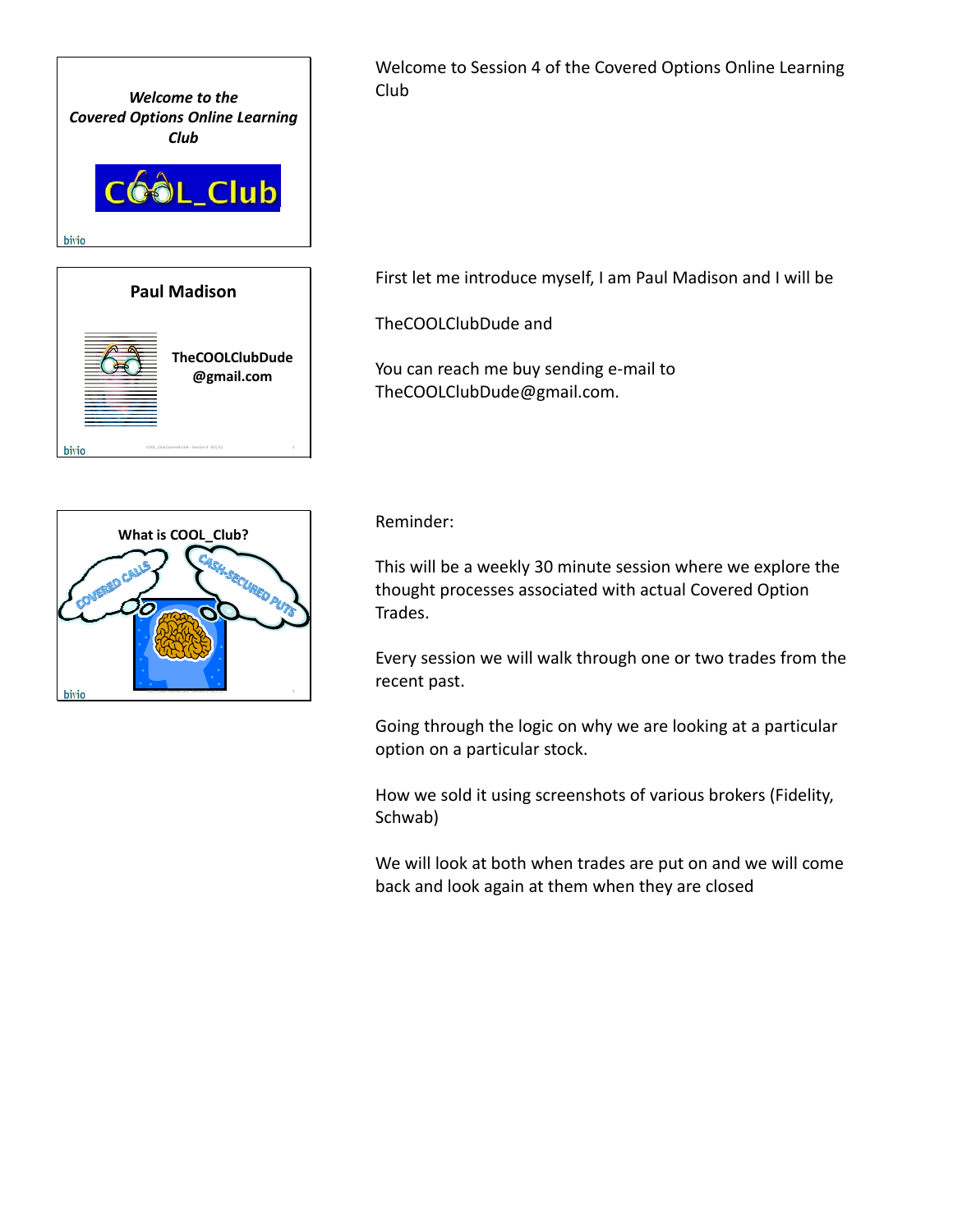*Welcome to the Covered Options Online Learning Club*

COOL_Club

Welcome to Session 4 of the Covered Options Online Learning Club

**Paul Madison**

**TheCOOLClubDude @gmail.com**

First let me introduce myself, I am Paul Madison and I will be

TheCOOLClubDude and

You can reach me buy sending e-mail to TheCOOLClubDude@gmail.com.

**What is COOL_Club?**

COVERED CALLS

CASH-SECURED PUTS

Reminder:

This will be a weekly 30 minute session where we explore the thought processes associated with actual Covered Option Trades.

Every session we will walk through one or two trades from the recent past.

Going through the logic on why we are looking at a particular option on a particular stock.

How we sold it using screenshots of various brokers (Fidelity, Schwab)

We will look at both when trades are put on and we will come back and look again at them when they are closed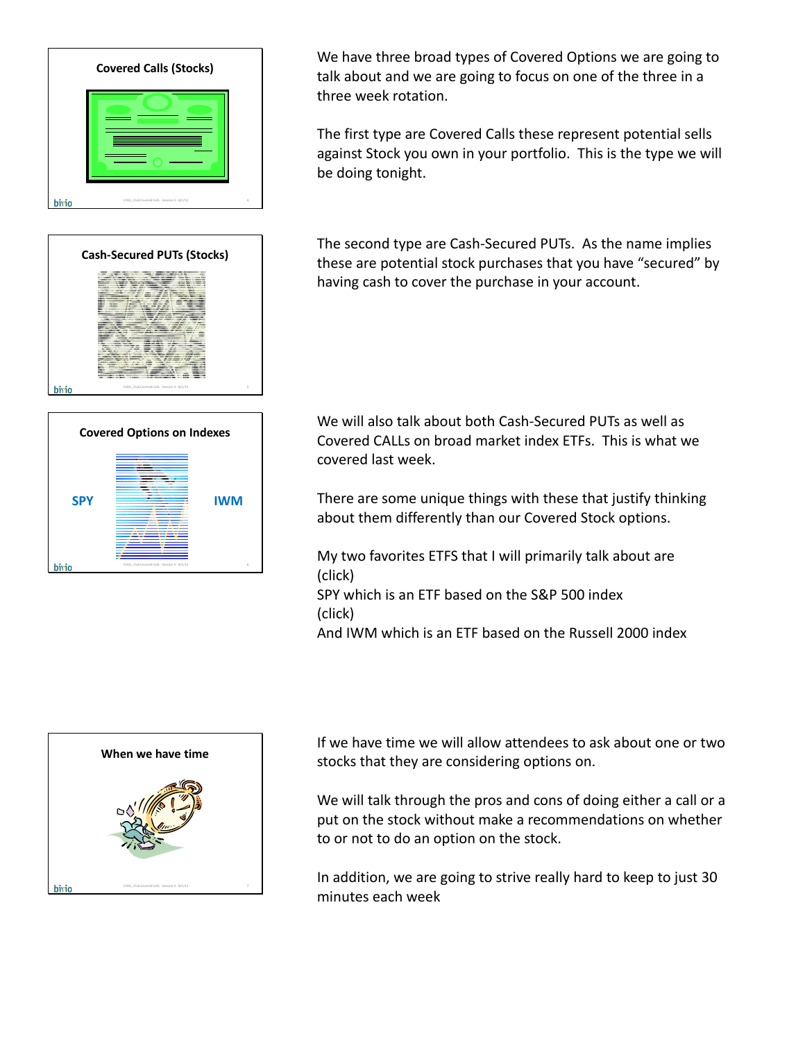**Covered Calls (Stocks)**

We have three broad types of Covered Options we are going to talk about and we are going to focus on one of the three in a three week rotation.

The first type are Covered Calls these represent potential sells against Stock you own in your portfolio. This is the type we will be doing tonight.

**Cash-Secured PUTs (Stocks)**

The second type are Cash-Secured PUTs. As the name implies these are potential stock purchases that you have "secured" by having cash to cover the purchase in your account.

**Covered Options on Indexes**

SPY IWM

We will also talk about both Cash-Secured PUTs as well as Covered CALLs on broad market index ETFs. This is what we covered last week.

There are some unique things with these that justify thinking about them differently than our Covered Stock options.

My two favorites ETFS that I will primarily talk about are
(click)
SPY which is an ETF based on the S&P 500 index
(click)
And IWM which is an ETF based on the Russell 2000 index

**When we have time**

If we have time we will allow attendees to ask about one or two stocks that they are considering options on.

We will talk through the pros and cons of doing either a call or a put on the stock without make a recommendations on whether to or not to do an option on the stock.

In addition, we are going to strive really hard to keep to just 30 minutes each week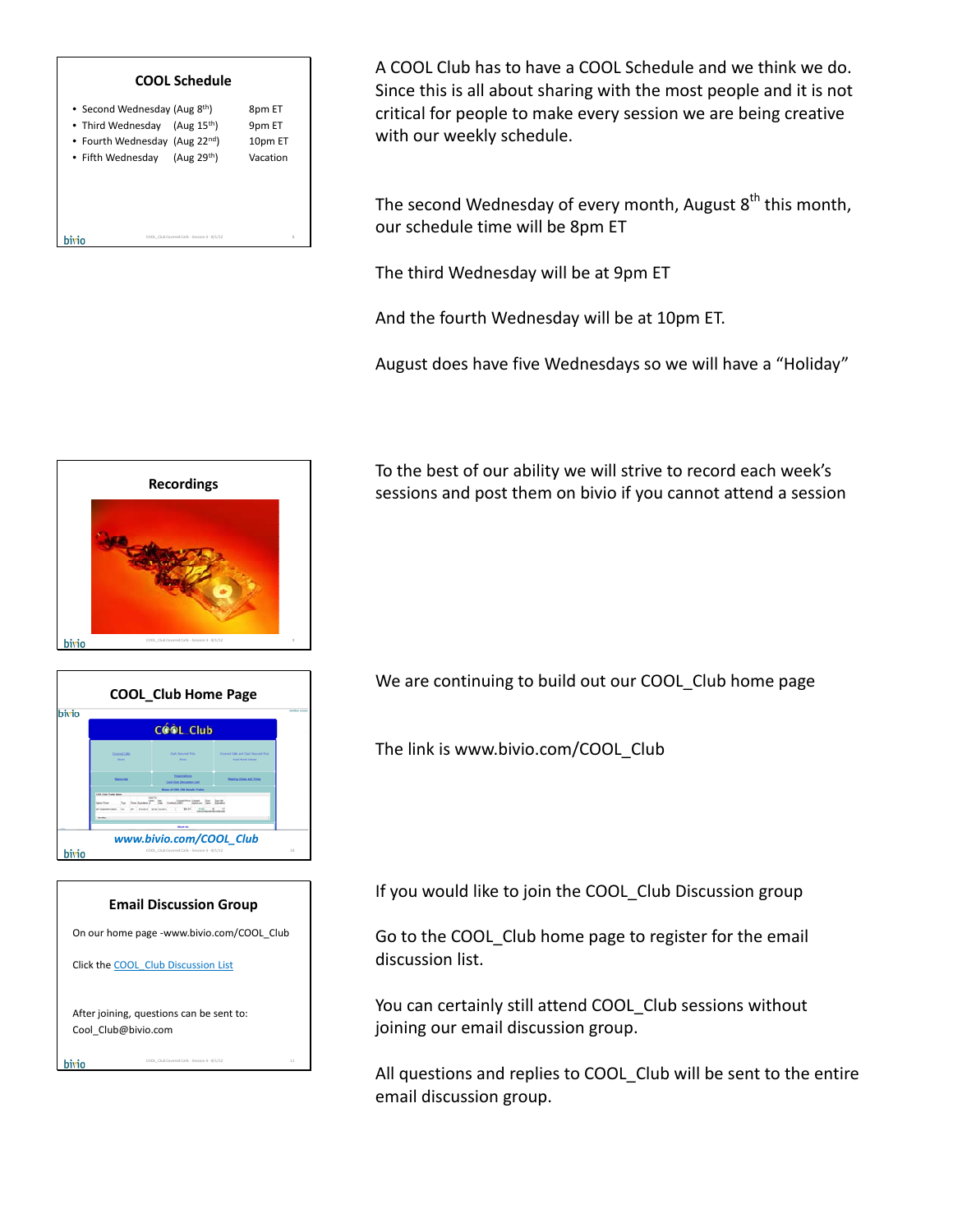## COOL Schedule

- Second Wednesday (Aug 8th) 8pm ET
- Third Wednesday (Aug 15th) 9pm ET
- Fourth Wednesday (Aug 22nd) 10pm ET
- Fifth Wednesday (Aug 29th) Vacation

A COOL Club has to have a COOL Schedule and we think we do. Since this is all about sharing with the most people and it is not critical for people to make every session we are being creative with our weekly schedule.

The second Wednesday of every month, August 8th this month, our schedule time will be 8pm ET

The third Wednesday will be at 9pm ET

And the fourth Wednesday will be at 10pm ET.

August does have five Wednesdays so we will have a "Holiday"

## Recordings

To the best of our ability we will strive to record each week's sessions and post them on bivio if you cannot attend a session

## COOL_Club Home Page

www.bivio.com/COOL_Club

We are continuing to build out our COOL_Club home page

The link is www.bivio.com/COOL_Club

## Email Discussion Group

On our home page -www.bivio.com/COOL_Club

Click the COOL_Club Discussion List

After joining, questions can be sent to:
Cool_Club@bivio.com

If you would like to join the COOL_Club Discussion group

Go to the COOL_Club home page to register for the email discussion list.

You can certainly still attend COOL_Club sessions without joining our email discussion group.

All questions and replies to COOL_Club will be sent to the entire email discussion group.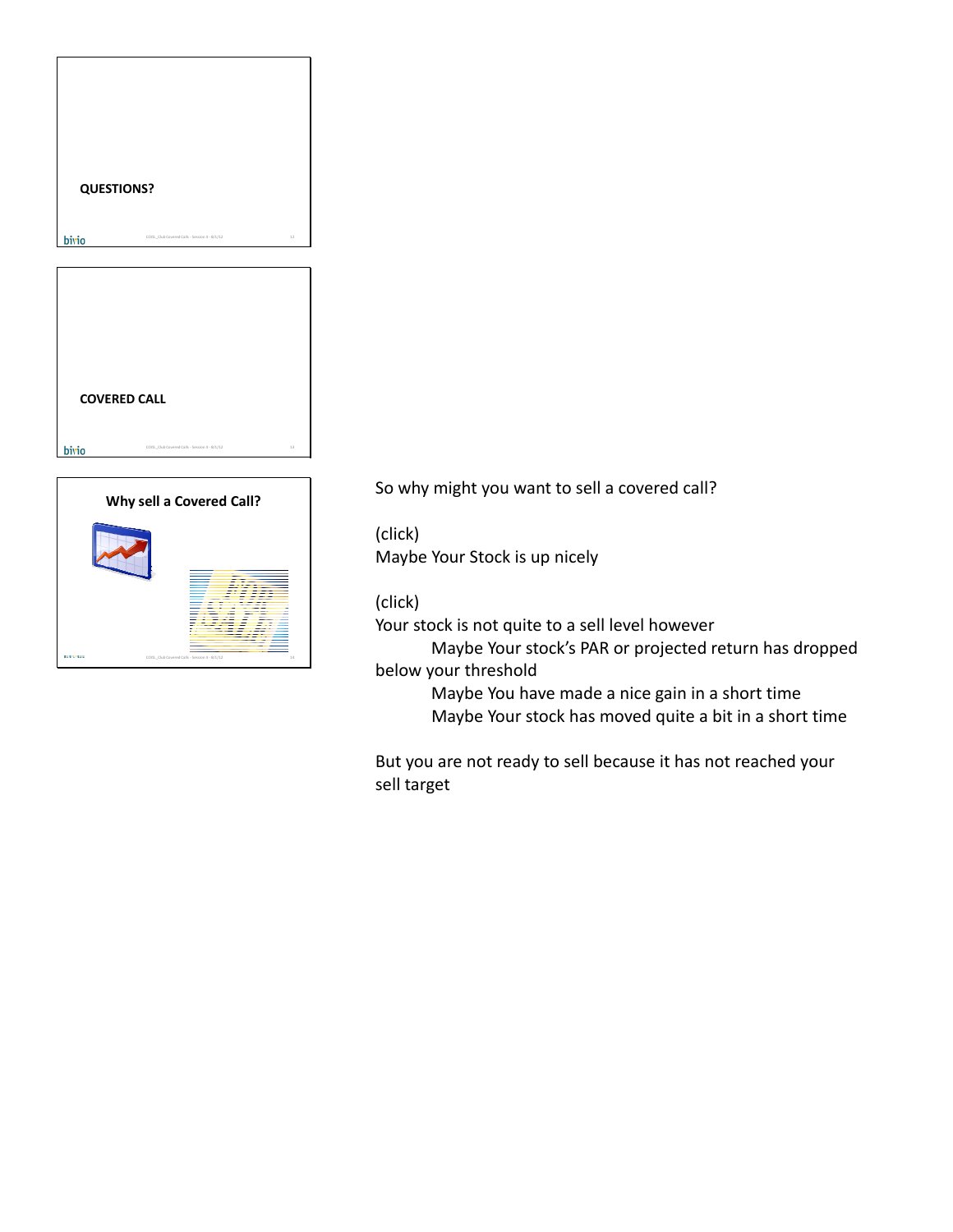**QUESTIONS?**

**COVERED CALL**

**Why sell a Covered Call?**

So why might you want to sell a covered call?

(click)
Maybe Your Stock is up nicely

(click)
Your stock is not quite to a sell level however

    Maybe Your stock's PAR or projected return has dropped below your threshold
    Maybe You have made a nice gain in a short time
    Maybe Your stock has moved quite a bit in a short time

But you are not ready to sell because it has not reached your sell target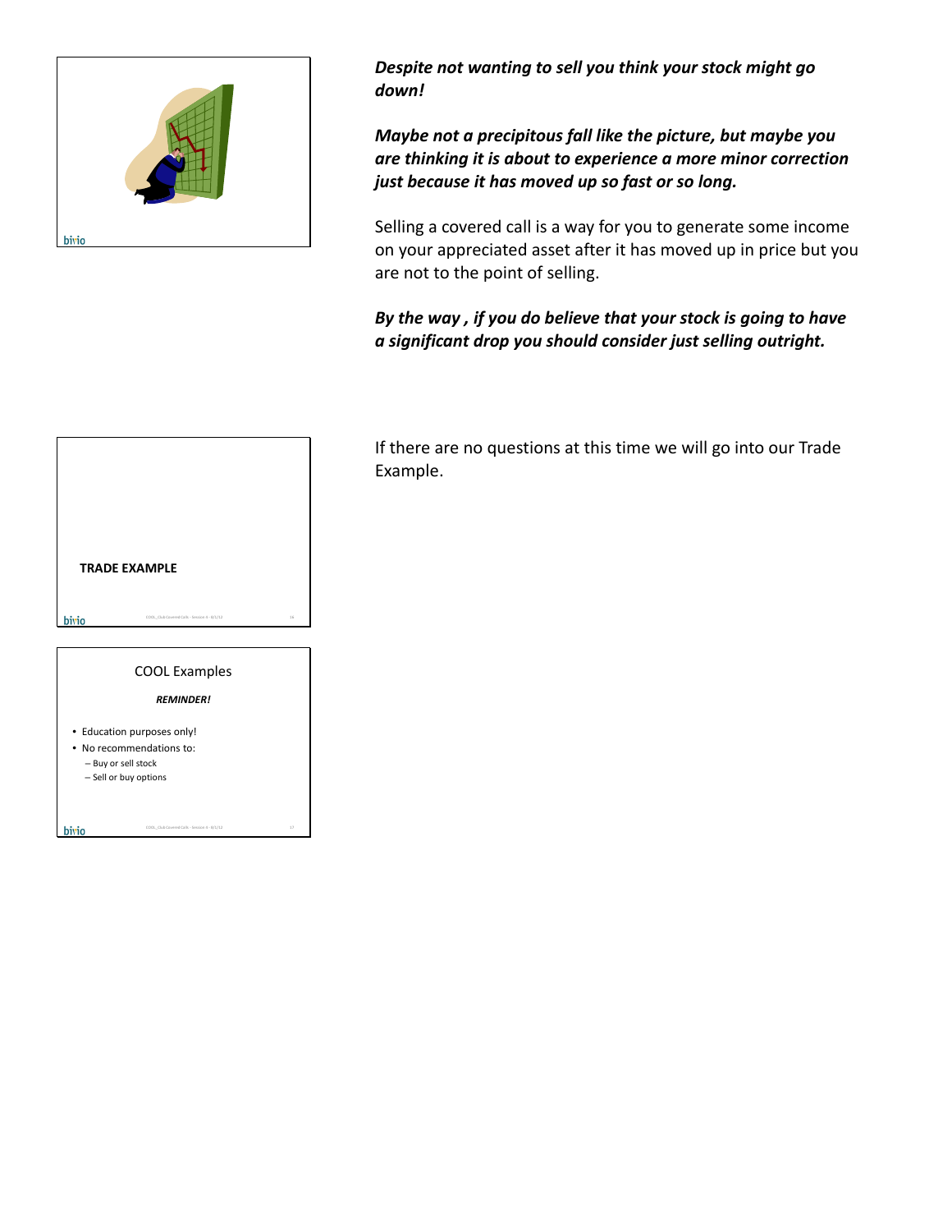***Despite not wanting to sell you think your stock might go down!***

***Maybe not a precipitous fall like the picture, but maybe you are thinking it is about to experience a more minor correction just because it has moved up so fast or so long.***

Selling a covered call is a way for you to generate some income on your appreciated asset after it has moved up in price but you are not to the point of selling.

***By the way , if you do believe that your stock is going to have a significant drop you should consider just selling outright.***

**TRADE EXAMPLE**

If there are no questions at this time we will go into our Trade Example.

COOL Examples

***REMINDER!***

- Education purposes only!
- No recommendations to:
  - Buy or sell stock
  - Sell or buy options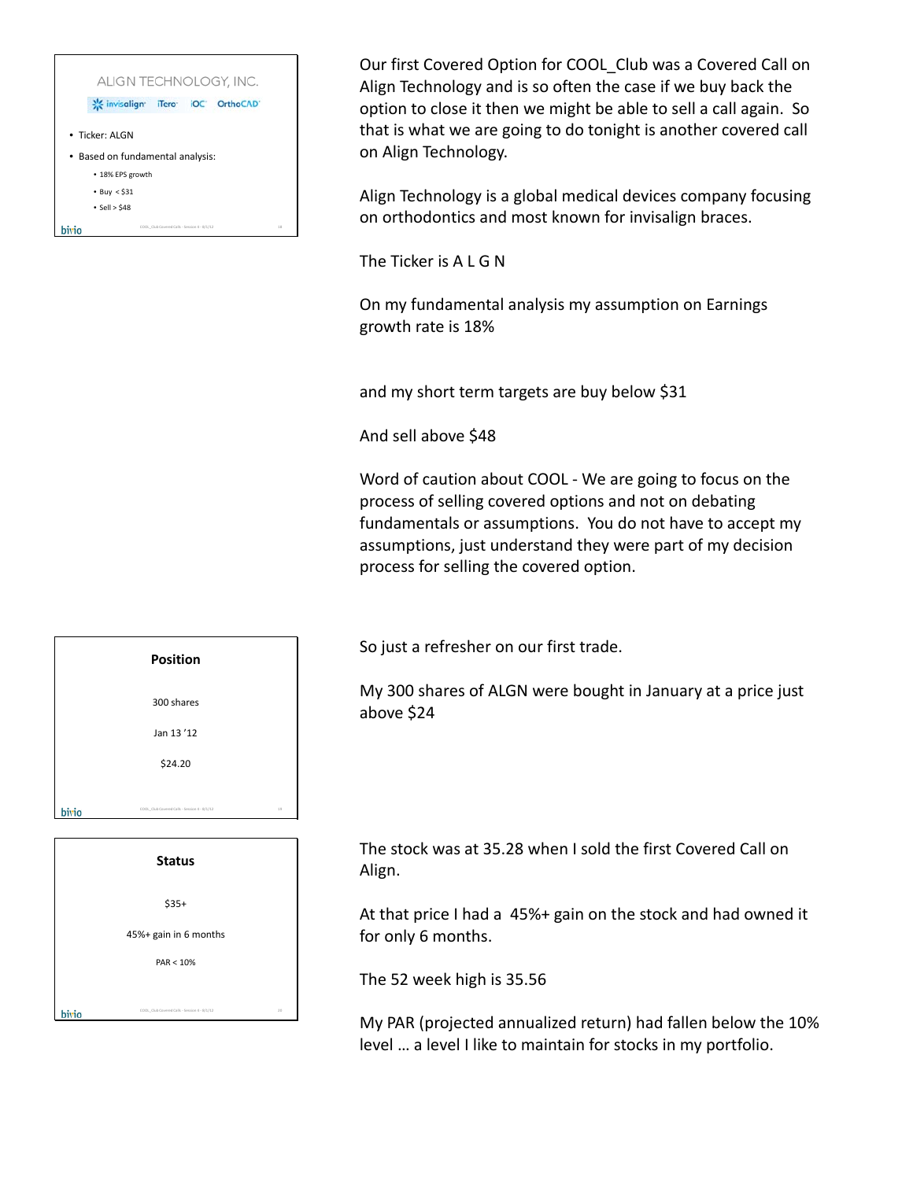ALIGN TECHNOLOGY, INC.

invisalign iTero iOC OrthoCAD

- Ticker: ALGN
- Based on fundamental analysis:
  - 18% EPS growth
  - Buy < $31
  - Sell > $48

Our first Covered Option for COOL_Club was a Covered Call on Align Technology and is so often the case if we buy back the option to close it then we might be able to sell a call again. So that is what we are going to do tonight is another covered call on Align Technology.

Align Technology is a global medical devices company focusing on orthodontics and most known for invisalign braces.

The Ticker is A L G N

On my fundamental analysis my assumption on Earnings growth rate is 18%

and my short term targets are buy below $31

And sell above $48

Word of caution about COOL - We are going to focus on the process of selling covered options and not on debating fundamentals or assumptions. You do not have to accept my assumptions, just understand they were part of my decision process for selling the covered option.

**Position**

300 shares

Jan 13 '12

$24.20

So just a refresher on our first trade.

My 300 shares of ALGN were bought in January at a price just above $24

**Status**

$35+

45%+ gain in 6 months

PAR < 10%

The stock was at 35.28 when I sold the first Covered Call on Align.

At that price I had a 45%+ gain on the stock and had owned it for only 6 months.

The 52 week high is 35.56

My PAR (projected annualized return) had fallen below the 10% level … a level I like to maintain for stocks in my portfolio.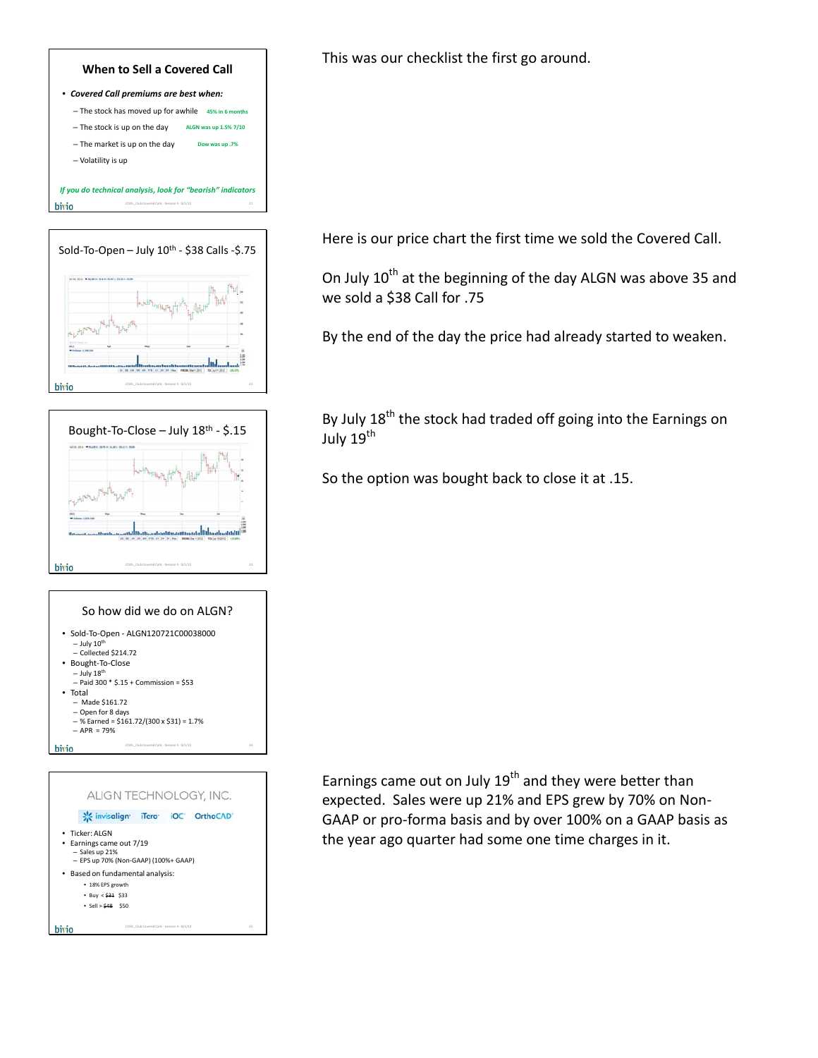### When to Sell a Covered Call

- *Covered Call premiums are best when:*
  - The stock has moved up for awhile — 45% in 6 months
  - The stock is up on the day — ALGN was up 1.5% 7/10
  - The market is up on the day — Dow was up .7%
  - Volatility is up

*If you do technical analysis, look for "bearish" indicators*

This was our checklist the first go around.

### Sold-To-Open – July 10th - $38 Calls -$.75

Here is our price chart the first time we sold the Covered Call.

On July 10th at the beginning of the day ALGN was above 35 and we sold a $38 Call for .75

By the end of the day the price had already started to weaken.

### Bought-To-Close – July 18th - $.15

By July 18th the stock had traded off going into the Earnings on July 19th

So the option was bought back to close it at .15.

### So how did we do on ALGN?

- Sold-To-Open - ALGN120721C00038000
  - July 10th
  - Collected $214.72
- Bought-To-Close
  - July 18th
  - Paid 300 * $.15 + Commission = $53
- Total
  - Made $161.72
  - Open for 8 days
  - % Earned = $161.72/(300 x $31) = 1.7%
  - APR = 79%

### ALIGN TECHNOLOGY, INC.

invisalign · iTero · iOC · OrthoCAD

- Ticker: ALGN
- Earnings came out 7/19
  - Sales up 21%
  - EPS up 70% (Non-GAAP) (100%+ GAAP)
- Based on fundamental analysis:
  - 18% EPS growth
  - Buy < ~~$31~~ $33
  - Sell > ~~$48~~ $50

Earnings came out on July 19th and they were better than expected. Sales were up 21% and EPS grew by 70% on Non-GAAP or pro-forma basis and by over 100% on a GAAP basis as the year ago quarter had some one time charges in it.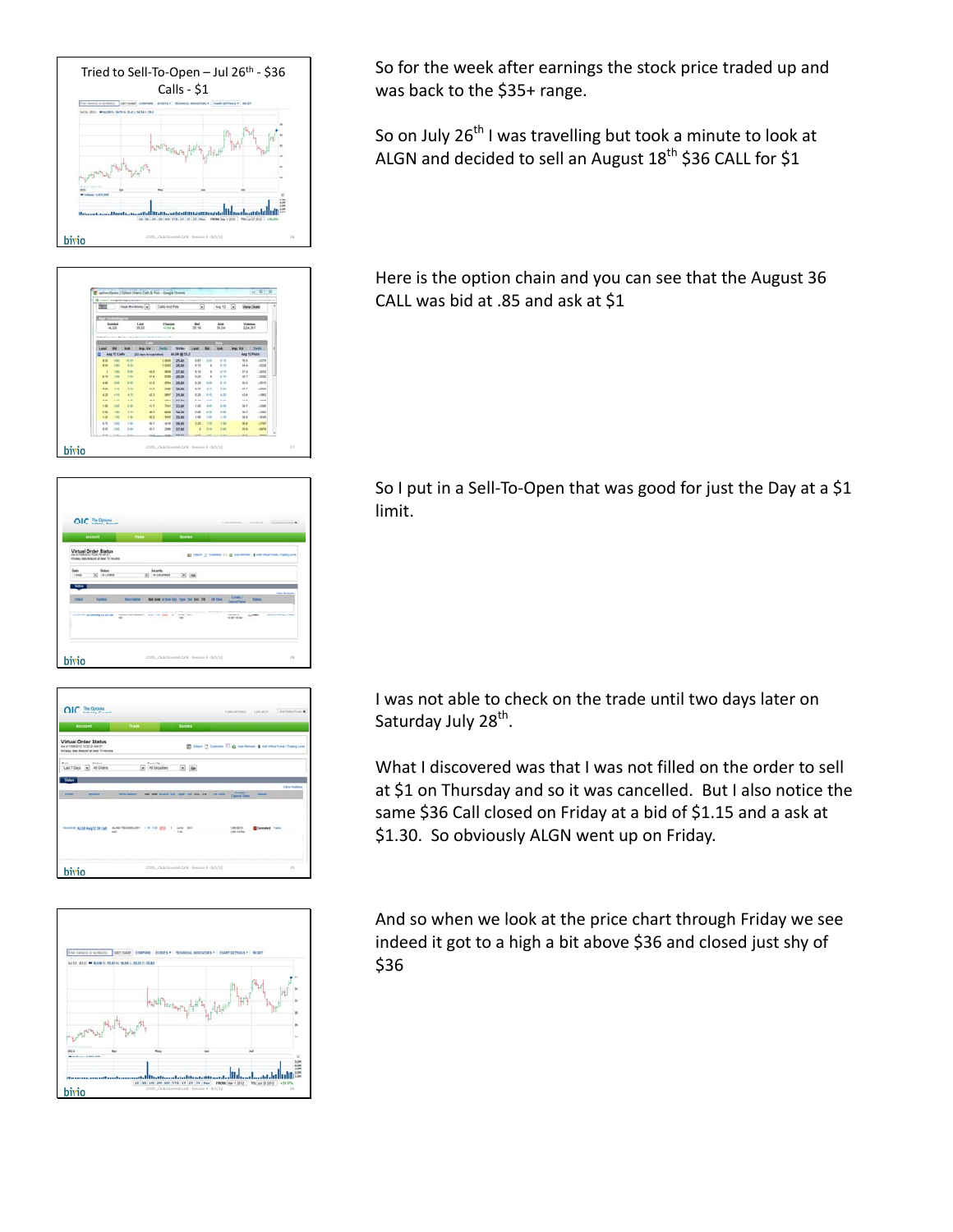Tried to Sell-To-Open – Jul 26th - $36 Calls - $1

So for the week after earnings the stock price traded up and was back to the $35+ range.

So on July 26th I was travelling but took a minute to look at ALGN and decided to sell an August 18th $36 CALL for $1

Here is the option chain and you can see that the August 36 CALL was bid at .85 and ask at $1

So I put in a Sell-To-Open that was good for just the Day at a $1 limit.

I was not able to check on the trade until two days later on Saturday July 28th.

What I discovered was that I was not filled on the order to sell at $1 on Thursday and so it was cancelled. But I also notice the same $36 Call closed on Friday at a bid of $1.15 and a ask at $1.30. So obviously ALGN went up on Friday.

And so when we look at the price chart through Friday we see indeed it got to a high a bit above $36 and closed just shy of $36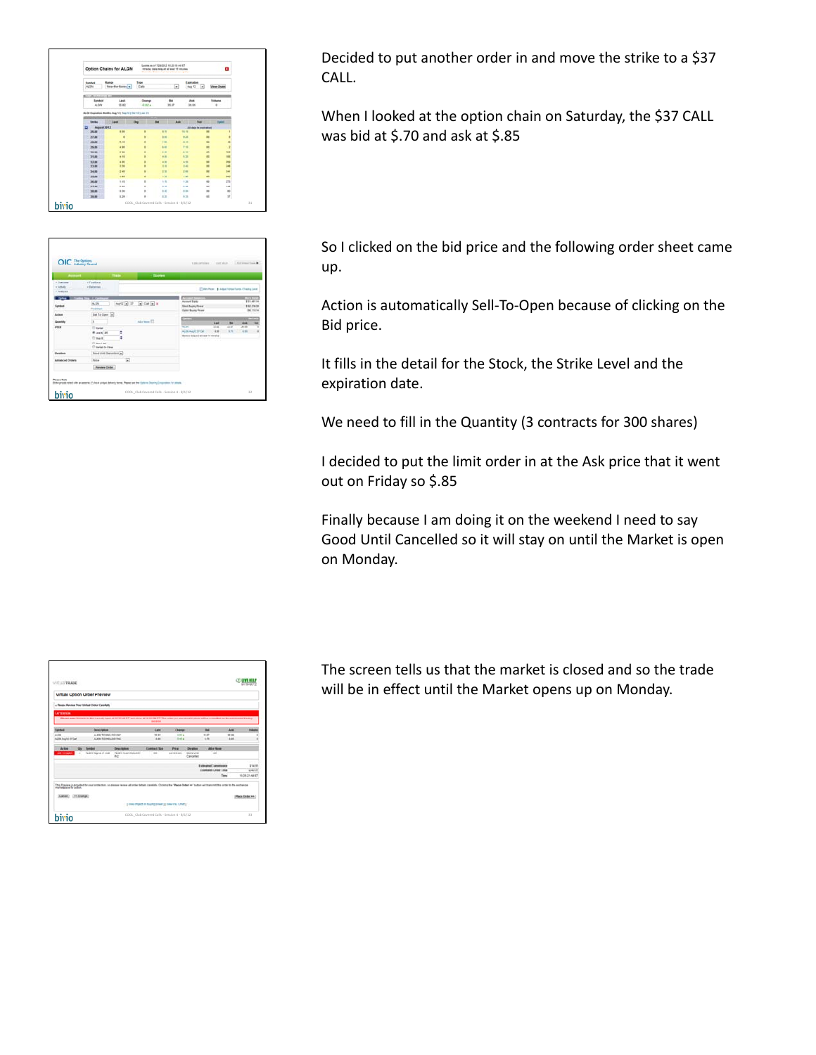Decided to put another order in and move the strike to a $37 CALL.

When I looked at the option chain on Saturday, the $37 CALL was bid at $.70 and ask at $.85

So I clicked on the bid price and the following order sheet came up.

Action is automatically Sell-To-Open because of clicking on the Bid price.

It fills in the detail for the Stock, the Strike Level and the expiration date.

We need to fill in the Quantity (3 contracts for 300 shares)

I decided to put the limit order in at the Ask price that it went out on Friday so $.85

Finally because I am doing it on the weekend I need to say Good Until Cancelled so it will stay on until the Market is open on Monday.

The screen tells us that the market is closed and so the trade will be in effect until the Market opens up on Monday.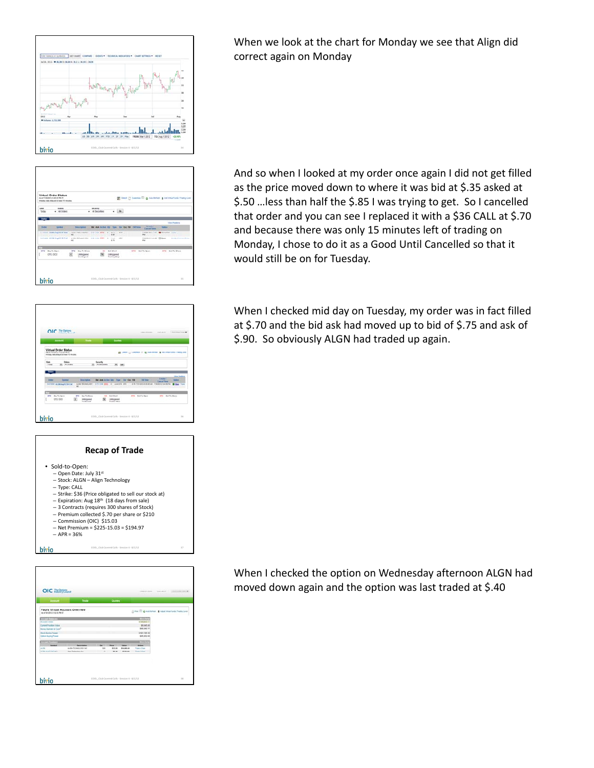When we look at the chart for Monday we see that Align did correct again on Monday

And so when I looked at my order once again I did not get filled as the price moved down to where it was bid at $.35 asked at $.50 …less than half the $.85 I was trying to get. So I cancelled that order and you can see I replaced it with a $36 CALL at $.70 and because there was only 15 minutes left of trading on Monday, I chose to do it as a Good Until Cancelled so that it would still be on for Tuesday.

When I checked mid day on Tuesday, my order was in fact filled at $.70 and the bid ask had moved up to bid of $.75 and ask of $.90. So obviously ALGN had traded up again.

## Recap of Trade

- Sold-to-Open:
  - Open Date: July 31st
  - Stock: ALGN – Align Technology
  - Type: CALL
  - Strike: $36 (Price obligated to sell our stock at)
  - Expiration: Aug 18th (18 days from sale)
  - 3 Contracts (requires 300 shares of Stock)
  - Premium collected $.70 per share or $210
  - Commission (OIC) $15.03
  - Net Premium = $225-15.03 = $194.97
  - APR = 36%

When I checked the option on Wednesday afternoon ALGN had moved down again and the option was last traded at $.40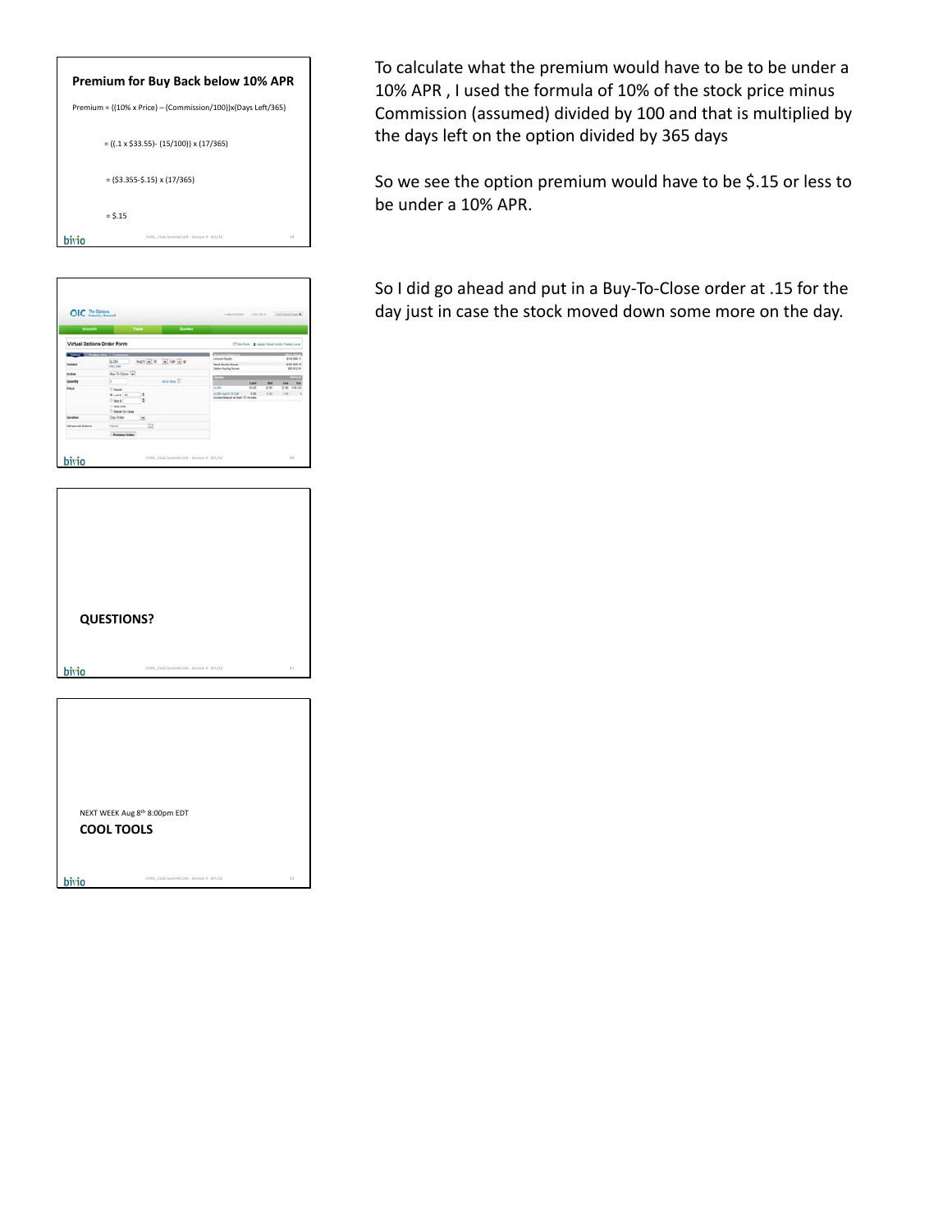## Premium for Buy Back below 10% APR

Premium = ((10% x Price) – (Commission/100))x(Days Left/365)

= ((.1 x \$33.55)- (15/100)) x (17/365)

= (\$3.355-\$.15) x (17/365)

= \$.15

To calculate what the premium would have to be to be under a 10% APR , I used the formula of 10% of the stock price minus Commission (assumed) divided by 100 and that is multiplied by the days left on the option divided by 365 days

So we see the option premium would have to be \$.15 or less to be under a 10% APR.

So I did go ahead and put in a Buy-To-Close order at .15 for the day just in case the stock moved down some more on the day.

**QUESTIONS?**

NEXT WEEK Aug 8th 8:00pm EDT

**COOL TOOLS**